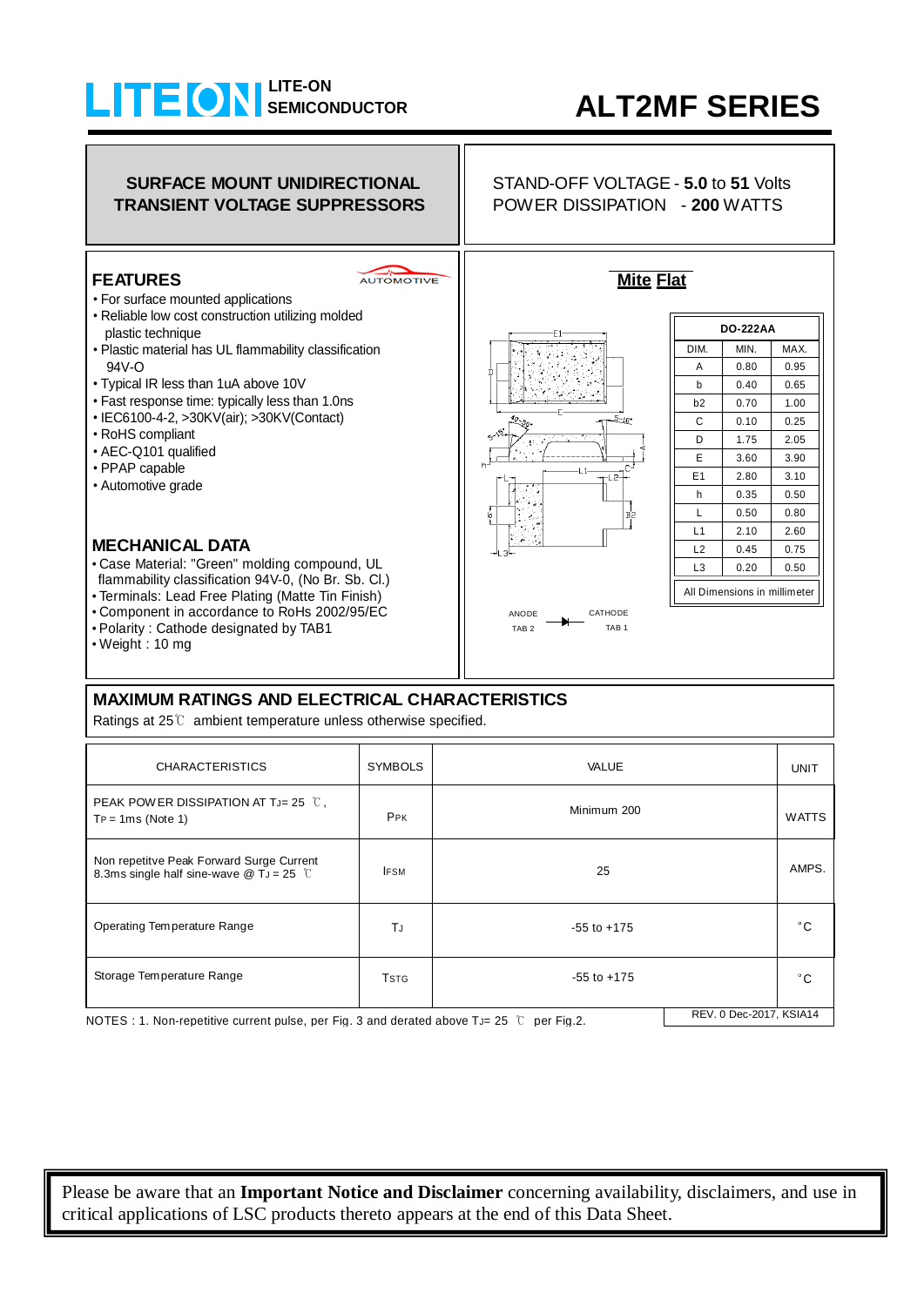LITE-ON SEMICONDUCTOR

# ALT2MF SERIES

**SURFACE MOUNT UNIDIRECTIONAL TRANSIENT VOLTAGE SUPPRESSORS**

STAND-OFF VOLTAGE - **5.0** to **51** Volts
POWER DISSIPATION - **200** WATTS

## FEATURES

AUTOMOTIVE

- For surface mounted applications
- Reliable low cost construction utilizing molded plastic technique
- Plastic material has UL flammability classification 94V-O
- Typical IR less than 1uA above 10V
- Fast response time: typically less than 1.0ns
- IEC6100-4-2, >30KV(air); >30KV(Contact)
- RoHS compliant
- AEC-Q101 qualified
- PPAP capable
- Automotive grade

## MECHANICAL DATA

- Case Material: "Green" molding compound, UL flammability classification 94V-0, (No Br. Sb. Cl.)
- Terminals: Lead Free Plating (Matte Tin Finish)
- Component in accordance to RoHS 2002/95/EC
- Polarity : Cathode designated by TAB1
- Weight : 10 mg

**Mite Flat**

| DO-222AA | | |
|---|---|---|
| DIM. | MIN. | MAX. |
| A | 0.80 | 0.95 |
| b | 0.40 | 0.65 |
| b2 | 0.70 | 1.00 |
| C | 0.10 | 0.25 |
| D | 1.75 | 2.05 |
| E | 3.60 | 3.90 |
| E1 | 2.80 | 3.10 |
| h | 0.35 | 0.50 |
| L | 0.50 | 0.80 |
| L1 | 2.10 | 2.60 |
| L2 | 0.45 | 0.75 |
| L3 | 0.20 | 0.50 |
| All Dimensions in millimeter | | |

ANODE TAB 2 — CATHODE TAB 1

## MAXIMUM RATINGS AND ELECTRICAL CHARACTERISTICS

Ratings at 25℃ ambient temperature unless otherwise specified.

| CHARACTERISTICS | SYMBOLS | VALUE | UNIT |
|---|---|---|---|
| PEAK POWER DISSIPATION AT $T_J$= 25 ℃, $T_P$ = 1ms (Note 1) | $P_{PK}$ | Minimum 200 | WATTS |
| Non repetitve Peak Forward Surge Current 8.3ms single half sine-wave @ $T_J$ = 25 ℃ | $I_{FSM}$ | 25 | AMPS. |
| Operating Temperature Range | $T_J$ | -55 to +175 | °C |
| Storage Temperature Range | $T_{STG}$ | -55 to +175 | °C |

NOTES : 1. Non-repetitive current pulse, per Fig. 3 and derated above $T_J$= 25 ℃ per Fig.2.

REV. 0 Dec-2017, KSIA14

Please be aware that an **Important Notice and Disclaimer** concerning availability, disclaimers, and use in critical applications of LSC products thereto appears at the end of this Data Sheet.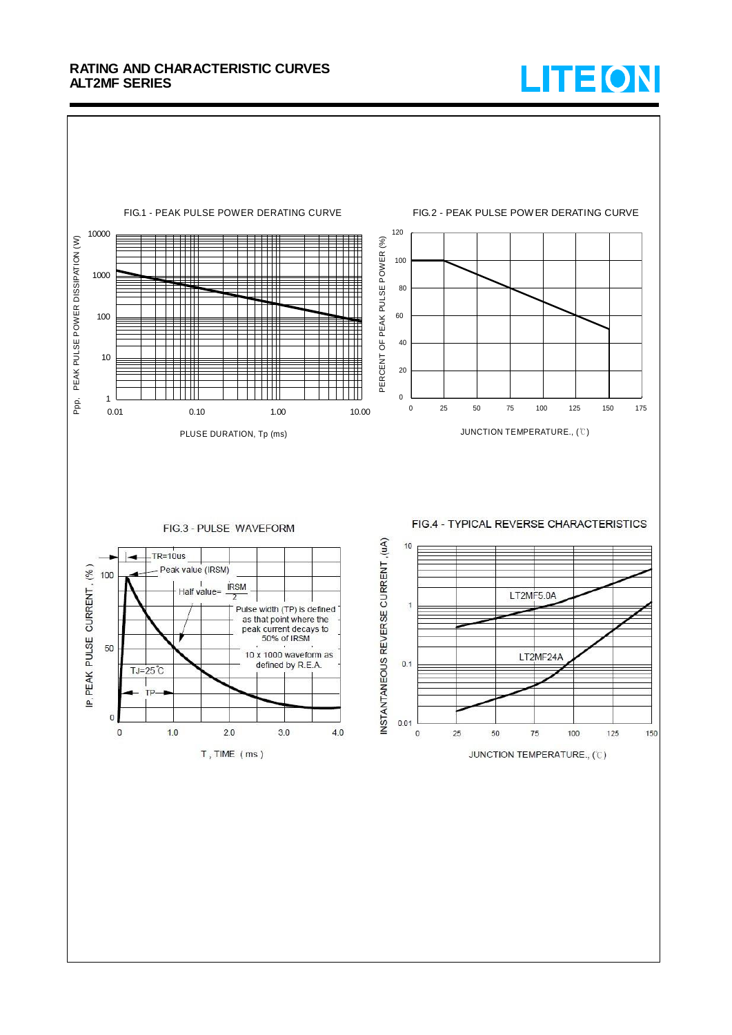# RATING AND CHARACTERISTIC CURVES
## ALT2MF SERIES

FIG.1 - PEAK PULSE POWER DERATING CURVE

Ppp, PEAK PULSE POWER DISSIPATION (W)

10000
1000
100
10
1

0.01 0.10 1.00 10.00

PLUSE DURATION, Tp (ms)

FIG.2 - PEAK PULSE POWER DERATING CURVE

PERCENT OF PEAK PULSE POWER (%)

120
100
80
60
40
20
0

0 25 50 75 100 125 150 175

JUNCTION TEMPERATURE., (℃)

FIG.3 - PULSE WAVEFORM

IP, PEAK PULSE CURRENT, (%)

TR=10us

Peak value (IRSM)

Half value= $\frac{IRSM}{2}$

Pulse width (TP) is defined as that point where the peak current decays to 50% of IRSM

10 x 1000 waveform as defined by R.E.A.

TJ=25℃

TP

100
50
0

0 1.0 2.0 3.0 4.0

T , TIME (ms)

FIG.4 - TYPICAL REVERSE CHARACTERISTICS

INSTANTANEOUS REVERSE CURRENT ,(uA)

LT2MF5.0A

LT2MF24A

10
1
0.1
0.01

0 25 50 75 100 125 150

JUNCTION TEMPERATURE., (℃)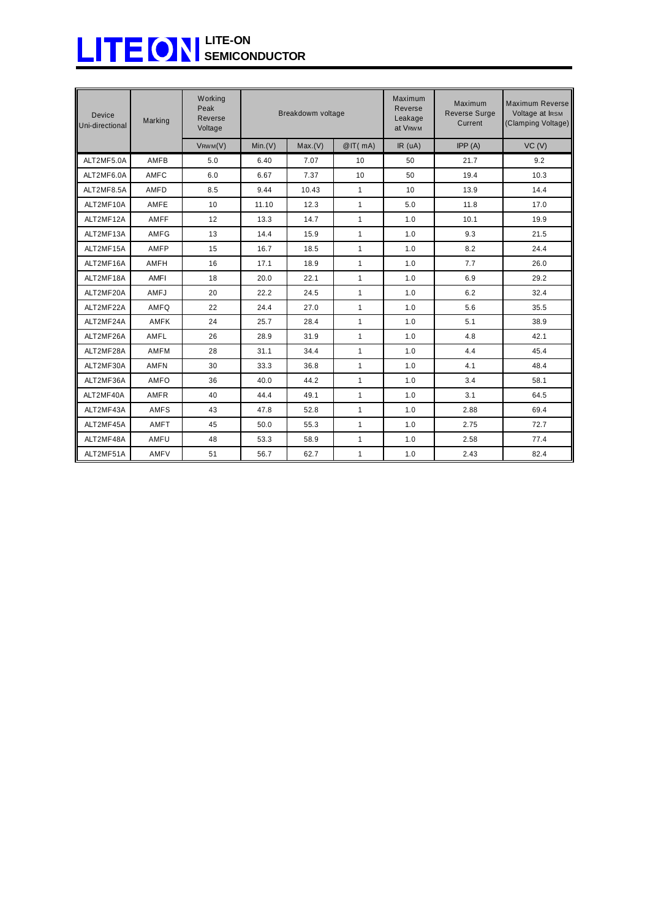| Device Uni-directional | Marking | Working Peak Reverse Voltage | Breakdowm voltage | | | Maximum Reverse Leakage at $V_{RWM}$ | Maximum Reverse Surge Current | Maximum Reverse Voltage at $I_{RSM}$ (Clamping Voltage) |
|---|---|---|---|---|---|---|---|---|
| | | $V_{RWM}$(V) | Min.(V) | Max.(V) | @IT( mA) | IR (uA) | IPP (A) | VC (V) |
| ALT2MF5.0A | AMFB | 5.0 | 6.40 | 7.07 | 10 | 50 | 21.7 | 9.2 |
| ALT2MF6.0A | AMFC | 6.0 | 6.67 | 7.37 | 10 | 50 | 19.4 | 10.3 |
| ALT2MF8.5A | AMFD | 8.5 | 9.44 | 10.43 | 1 | 10 | 13.9 | 14.4 |
| ALT2MF10A | AMFE | 10 | 11.10 | 12.3 | 1 | 5.0 | 11.8 | 17.0 |
| ALT2MF12A | AMFF | 12 | 13.3 | 14.7 | 1 | 1.0 | 10.1 | 19.9 |
| ALT2MF13A | AMFG | 13 | 14.4 | 15.9 | 1 | 1.0 | 9.3 | 21.5 |
| ALT2MF15A | AMFP | 15 | 16.7 | 18.5 | 1 | 1.0 | 8.2 | 24.4 |
| ALT2MF16A | AMFH | 16 | 17.1 | 18.9 | 1 | 1.0 | 7.7 | 26.0 |
| ALT2MF18A | AMFI | 18 | 20.0 | 22.1 | 1 | 1.0 | 6.9 | 29.2 |
| ALT2MF20A | AMFJ | 20 | 22.2 | 24.5 | 1 | 1.0 | 6.2 | 32.4 |
| ALT2MF22A | AMFQ | 22 | 24.4 | 27.0 | 1 | 1.0 | 5.6 | 35.5 |
| ALT2MF24A | AMFK | 24 | 25.7 | 28.4 | 1 | 1.0 | 5.1 | 38.9 |
| ALT2MF26A | AMFL | 26 | 28.9 | 31.9 | 1 | 1.0 | 4.8 | 42.1 |
| ALT2MF28A | AMFM | 28 | 31.1 | 34.4 | 1 | 1.0 | 4.4 | 45.4 |
| ALT2MF30A | AMFN | 30 | 33.3 | 36.8 | 1 | 1.0 | 4.1 | 48.4 |
| ALT2MF36A | AMFO | 36 | 40.0 | 44.2 | 1 | 1.0 | 3.4 | 58.1 |
| ALT2MF40A | AMFR | 40 | 44.4 | 49.1 | 1 | 1.0 | 3.1 | 64.5 |
| ALT2MF43A | AMFS | 43 | 47.8 | 52.8 | 1 | 1.0 | 2.88 | 69.4 |
| ALT2MF45A | AMFT | 45 | 50.0 | 55.3 | 1 | 1.0 | 2.75 | 72.7 |
| ALT2MF48A | AMFU | 48 | 53.3 | 58.9 | 1 | 1.0 | 2.58 | 77.4 |
| ALT2MF51A | AMFV | 51 | 56.7 | 62.7 | 1 | 1.0 | 2.43 | 82.4 |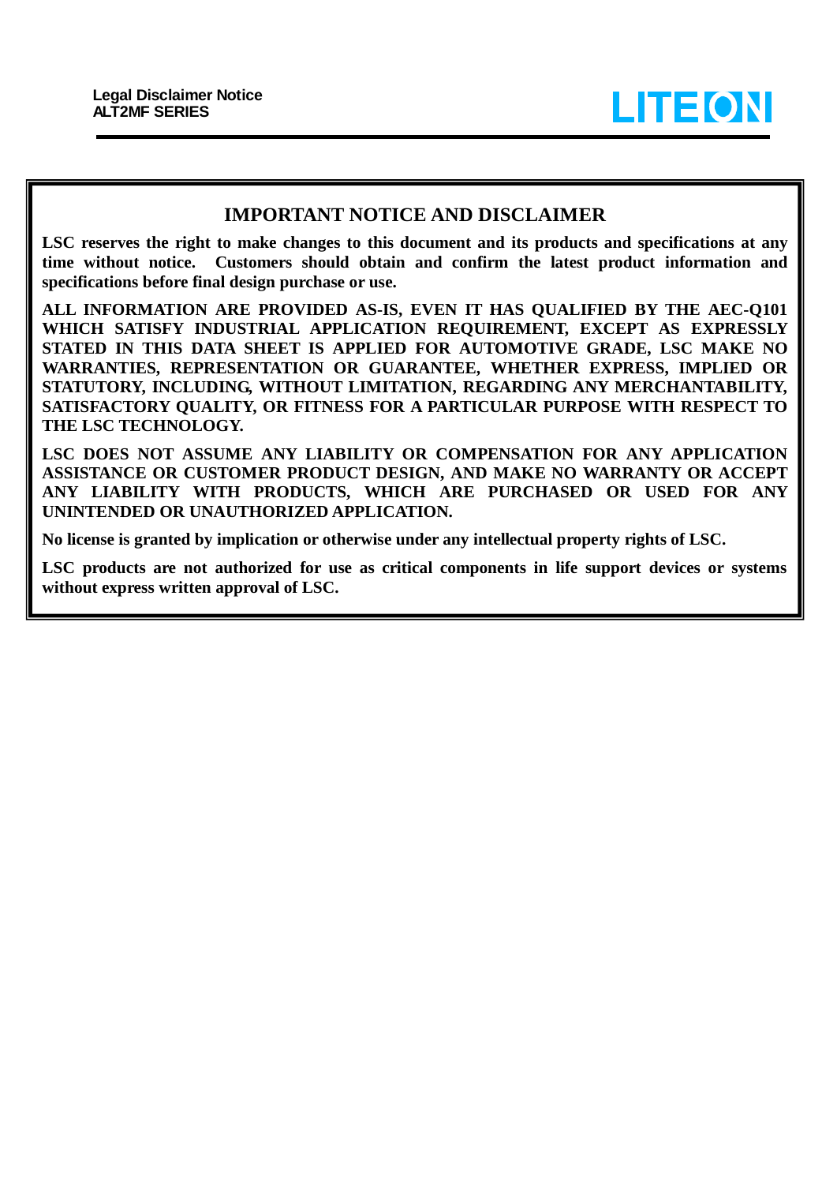# IMPORTANT NOTICE AND DISCLAIMER

**LSC reserves the right to make changes to this document and its products and specifications at any time without notice. Customers should obtain and confirm the latest product information and specifications before final design purchase or use.**

**ALL INFORMATION ARE PROVIDED AS-IS, EVEN IT HAS QUALIFIED BY THE AEC-Q101 WHICH SATISFY INDUSTRIAL APPLICATION REQUIREMENT, EXCEPT AS EXPRESSLY STATED IN THIS DATA SHEET IS APPLIED FOR AUTOMOTIVE GRADE, LSC MAKE NO WARRANTIES, REPRESENTATION OR GUARANTEE, WHETHER EXPRESS, IMPLIED OR STATUTORY, INCLUDING, WITHOUT LIMITATION, REGARDING ANY MERCHANTABILITY, SATISFACTORY QUALITY, OR FITNESS FOR A PARTICULAR PURPOSE WITH RESPECT TO THE LSC TECHNOLOGY.**

**LSC DOES NOT ASSUME ANY LIABILITY OR COMPENSATION FOR ANY APPLICATION ASSISTANCE OR CUSTOMER PRODUCT DESIGN, AND MAKE NO WARRANTY OR ACCEPT ANY LIABILITY WITH PRODUCTS, WHICH ARE PURCHASED OR USED FOR ANY UNINTENDED OR UNAUTHORIZED APPLICATION.**

**No license is granted by implication or otherwise under any intellectual property rights of LSC.**

**LSC products are not authorized for use as critical components in life support devices or systems without express written approval of LSC.**